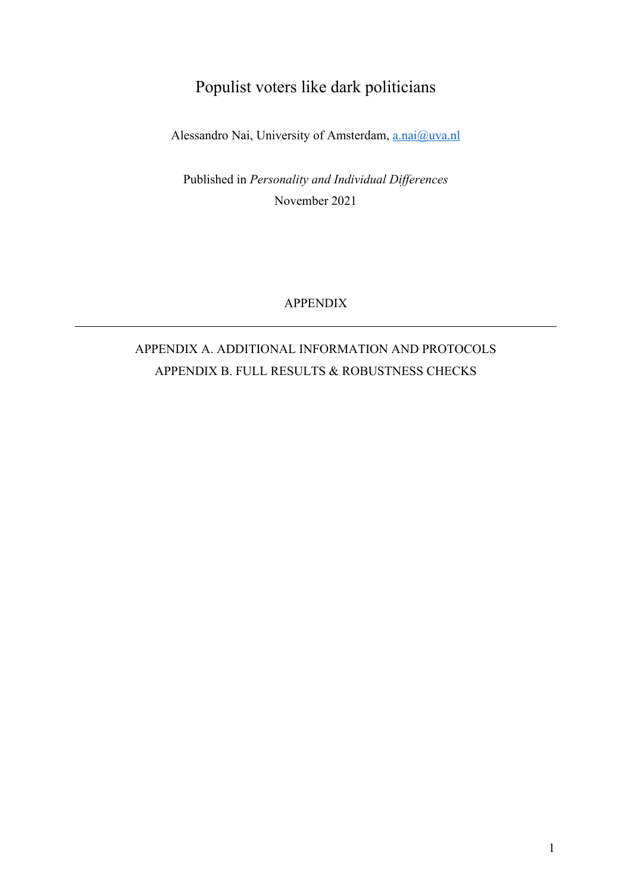# Populist voters like dark politicians

Alessandro Nai, University of Amsterdam, a.nai@uva.nl

Published in *Personality and Individual Differences*
November 2021

APPENDIX

---

APPENDIX A. ADDITIONAL INFORMATION AND PROTOCOLS
APPENDIX B. FULL RESULTS & ROBUSTNESS CHECKS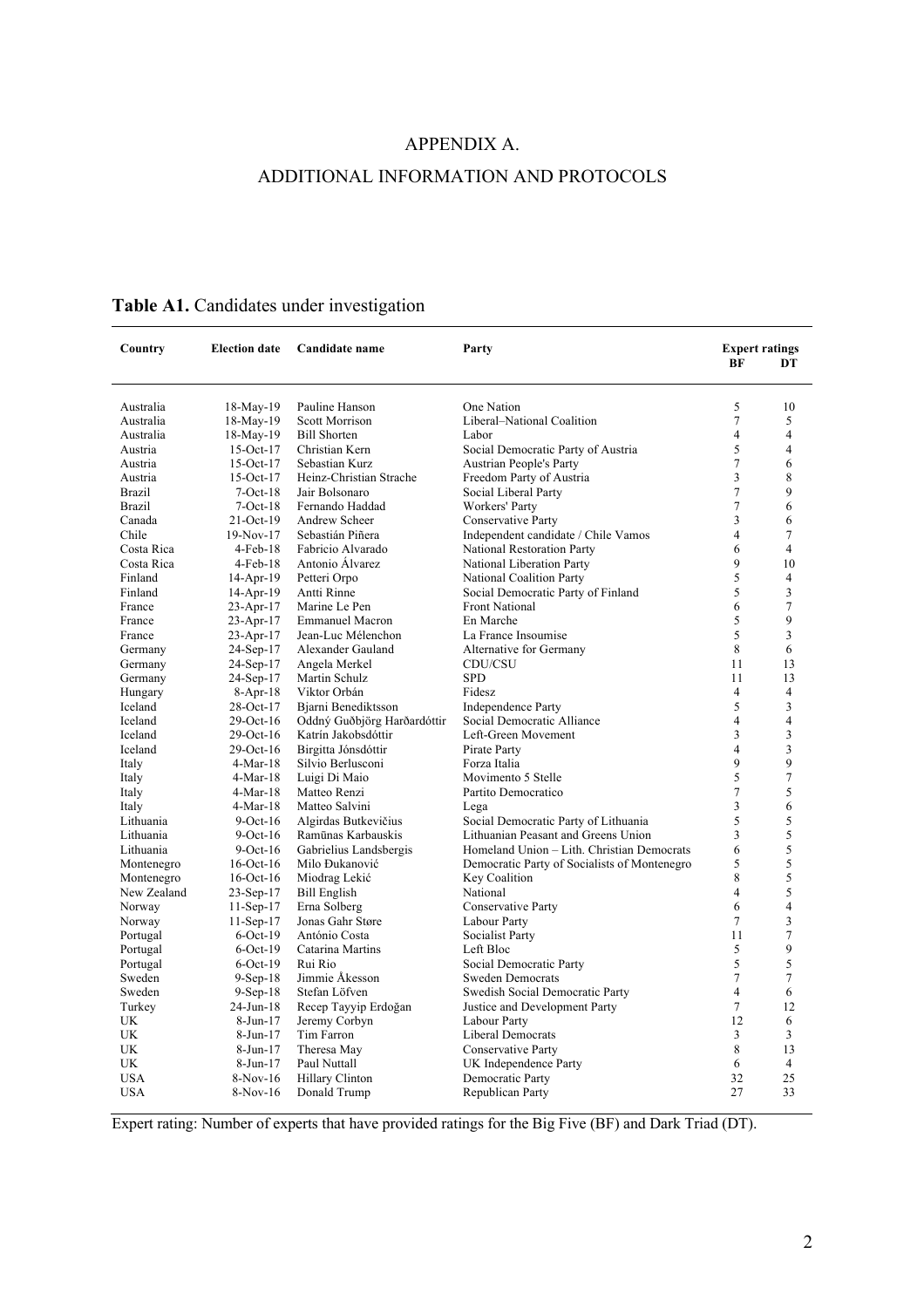# APPENDIX A.

## ADDITIONAL INFORMATION AND PROTOCOLS

**Table A1.** Candidates under investigation

| Country | Election date | Candidate name | Party | Expert ratings BF | DT |
|---|---|---|---|---|---|
| Australia | 18-May-19 | Pauline Hanson | One Nation | 5 | 10 |
| Australia | 18-May-19 | Scott Morrison | Liberal–National Coalition | 7 | 5 |
| Australia | 18-May-19 | Bill Shorten | Labor | 4 | 4 |
| Austria | 15-Oct-17 | Christian Kern | Social Democratic Party of Austria | 5 | 4 |
| Austria | 15-Oct-17 | Sebastian Kurz | Austrian People's Party | 7 | 6 |
| Austria | 15-Oct-17 | Heinz-Christian Strache | Freedom Party of Austria | 3 | 8 |
| Brazil | 7-Oct-18 | Jair Bolsonaro | Social Liberal Party | 7 | 9 |
| Brazil | 7-Oct-18 | Fernando Haddad | Workers' Party | 7 | 6 |
| Canada | 21-Oct-19 | Andrew Scheer | Conservative Party | 3 | 6 |
| Chile | 19-Nov-17 | Sebastián Piñera | Independent candidate / Chile Vamos | 4 | 7 |
| Costa Rica | 4-Feb-18 | Fabricio Alvarado | National Restoration Party | 6 | 4 |
| Costa Rica | 4-Feb-18 | Antonio Álvarez | National Liberation Party | 9 | 10 |
| Finland | 14-Apr-19 | Petteri Orpo | National Coalition Party | 5 | 4 |
| Finland | 14-Apr-19 | Antti Rinne | Social Democratic Party of Finland | 5 | 3 |
| France | 23-Apr-17 | Marine Le Pen | Front National | 6 | 7 |
| France | 23-Apr-17 | Emmanuel Macron | En Marche | 5 | 9 |
| France | 23-Apr-17 | Jean-Luc Mélenchon | La France Insoumise | 5 | 3 |
| Germany | 24-Sep-17 | Alexander Gauland | Alternative for Germany | 8 | 6 |
| Germany | 24-Sep-17 | Angela Merkel | CDU/CSU | 11 | 13 |
| Germany | 24-Sep-17 | Martin Schulz | SPD | 11 | 13 |
| Hungary | 8-Apr-18 | Viktor Orbán | Fidesz | 4 | 4 |
| Iceland | 28-Oct-17 | Bjarni Benediktsson | Independence Party | 5 | 3 |
| Iceland | 29-Oct-16 | Oddný Guðbjörg Harðardóttir | Social Democratic Alliance | 4 | 4 |
| Iceland | 29-Oct-16 | Katrín Jakobsdóttir | Left-Green Movement | 3 | 3 |
| Iceland | 29-Oct-16 | Birgitta Jónsdóttir | Pirate Party | 4 | 3 |
| Italy | 4-Mar-18 | Silvio Berlusconi | Forza Italia | 9 | 9 |
| Italy | 4-Mar-18 | Luigi Di Maio | Movimento 5 Stelle | 5 | 7 |
| Italy | 4-Mar-18 | Matteo Renzi | Partito Democratico | 7 | 5 |
| Italy | 4-Mar-18 | Matteo Salvini | Lega | 3 | 6 |
| Lithuania | 9-Oct-16 | Algirdas Butkevičius | Social Democratic Party of Lithuania | 5 | 5 |
| Lithuania | 9-Oct-16 | Ramūnas Karbauskis | Lithuanian Peasant and Greens Union | 3 | 5 |
| Lithuania | 9-Oct-16 | Gabrielius Landsbergis | Homeland Union – Lith. Christian Democrats | 6 | 5 |
| Montenegro | 16-Oct-16 | Milo Đukanović | Democratic Party of Socialists of Montenegro | 5 | 5 |
| Montenegro | 16-Oct-16 | Miodrag Lekić | Key Coalition | 8 | 5 |
| New Zealand | 23-Sep-17 | Bill English | National | 4 | 5 |
| Norway | 11-Sep-17 | Erna Solberg | Conservative Party | 6 | 4 |
| Norway | 11-Sep-17 | Jonas Gahr Støre | Labour Party | 7 | 3 |
| Portugal | 6-Oct-19 | António Costa | Socialist Party | 11 | 7 |
| Portugal | 6-Oct-19 | Catarina Martins | Left Bloc | 5 | 9 |
| Portugal | 6-Oct-19 | Rui Rio | Social Democratic Party | 5 | 5 |
| Sweden | 9-Sep-18 | Jimmie Åkesson | Sweden Democrats | 7 | 7 |
| Sweden | 9-Sep-18 | Stefan Löfven | Swedish Social Democratic Party | 4 | 6 |
| Turkey | 24-Jun-18 | Recep Tayyip Erdoğan | Justice and Development Party | 7 | 12 |
| UK | 8-Jun-17 | Jeremy Corbyn | Labour Party | 12 | 6 |
| UK | 8-Jun-17 | Tim Farron | Liberal Democrats | 3 | 3 |
| UK | 8-Jun-17 | Theresa May | Conservative Party | 8 | 13 |
| UK | 8-Jun-17 | Paul Nuttall | UK Independence Party | 6 | 4 |
| USA | 8-Nov-16 | Hillary Clinton | Democratic Party | 32 | 25 |
| USA | 8-Nov-16 | Donald Trump | Republican Party | 27 | 33 |

Expert rating: Number of experts that have provided ratings for the Big Five (BF) and Dark Triad (DT).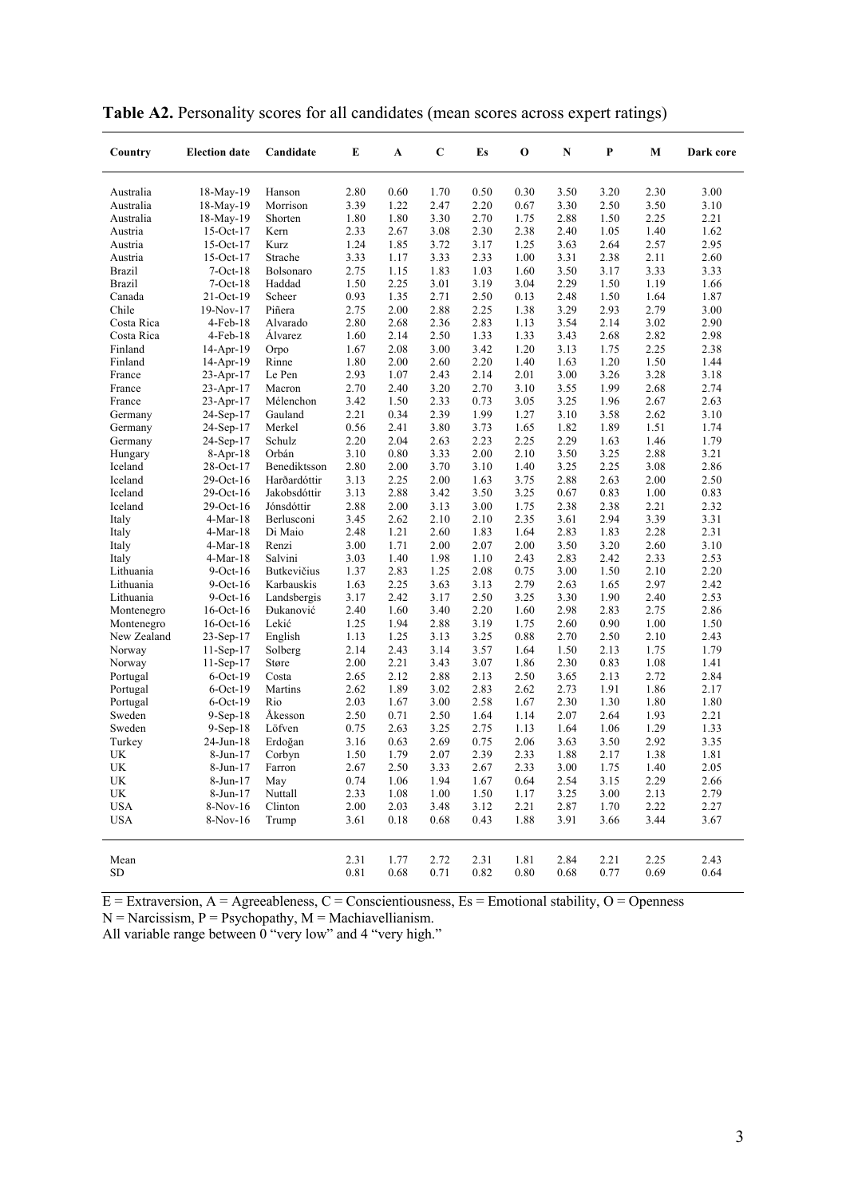**Table A2.** Personality scores for all candidates (mean scores across expert ratings)

| Country | Election date | Candidate | E | A | C | Es | O | N | P | M | Dark core |
|---|---|---|---|---|---|---|---|---|---|---|---|
| Australia | 18-May-19 | Hanson | 2.80 | 0.60 | 1.70 | 0.50 | 0.30 | 3.50 | 3.20 | 2.30 | 3.00 |
| Australia | 18-May-19 | Morrison | 3.39 | 1.22 | 2.47 | 2.20 | 0.67 | 3.30 | 2.50 | 3.50 | 3.10 |
| Australia | 18-May-19 | Shorten | 1.80 | 1.80 | 3.30 | 2.70 | 1.75 | 2.88 | 1.50 | 2.25 | 2.21 |
| Austria | 15-Oct-17 | Kern | 2.33 | 2.67 | 3.08 | 2.30 | 2.38 | 2.40 | 1.05 | 1.40 | 1.62 |
| Austria | 15-Oct-17 | Kurz | 1.24 | 1.85 | 3.72 | 3.17 | 1.25 | 3.63 | 2.64 | 2.57 | 2.95 |
| Austria | 15-Oct-17 | Strache | 3.33 | 1.17 | 3.33 | 2.33 | 1.00 | 3.31 | 2.38 | 2.11 | 2.60 |
| Brazil | 7-Oct-18 | Bolsonaro | 2.75 | 1.15 | 1.83 | 1.03 | 1.60 | 3.50 | 3.17 | 3.33 | 3.33 |
| Brazil | 7-Oct-18 | Haddad | 1.50 | 2.25 | 3.01 | 3.19 | 3.04 | 2.29 | 1.50 | 1.19 | 1.66 |
| Canada | 21-Oct-19 | Scheer | 0.93 | 1.35 | 2.71 | 2.50 | 0.13 | 2.48 | 1.50 | 1.64 | 1.87 |
| Chile | 19-Nov-17 | Piñera | 2.75 | 2.00 | 2.88 | 2.25 | 1.38 | 3.29 | 2.93 | 2.79 | 3.00 |
| Costa Rica | 4-Feb-18 | Alvarado | 2.80 | 2.68 | 2.36 | 2.83 | 1.13 | 3.54 | 2.14 | 3.02 | 2.90 |
| Costa Rica | 4-Feb-18 | Álvarez | 1.60 | 2.14 | 2.50 | 1.33 | 1.33 | 3.43 | 2.68 | 2.82 | 2.98 |
| Finland | 14-Apr-19 | Orpo | 1.67 | 2.08 | 3.00 | 3.42 | 1.20 | 3.13 | 1.75 | 2.25 | 2.38 |
| Finland | 14-Apr-19 | Rinne | 1.80 | 2.00 | 2.60 | 2.20 | 1.40 | 1.63 | 1.20 | 1.50 | 1.44 |
| France | 23-Apr-17 | Le Pen | 2.93 | 1.07 | 2.43 | 2.14 | 2.01 | 3.00 | 3.26 | 3.28 | 3.18 |
| France | 23-Apr-17 | Macron | 2.70 | 2.40 | 3.20 | 2.70 | 3.10 | 3.55 | 1.99 | 2.68 | 2.74 |
| France | 23-Apr-17 | Mélenchon | 3.42 | 1.50 | 2.33 | 0.73 | 3.05 | 3.25 | 1.96 | 2.67 | 2.63 |
| Germany | 24-Sep-17 | Gauland | 2.21 | 0.34 | 2.39 | 1.99 | 1.27 | 3.10 | 3.58 | 2.62 | 3.10 |
| Germany | 24-Sep-17 | Merkel | 0.56 | 2.41 | 3.80 | 3.73 | 1.65 | 1.82 | 1.89 | 1.51 | 1.74 |
| Germany | 24-Sep-17 | Schulz | 2.20 | 2.04 | 2.63 | 2.23 | 2.25 | 2.29 | 1.63 | 1.46 | 1.79 |
| Hungary | 8-Apr-18 | Orbán | 3.10 | 0.80 | 3.33 | 2.00 | 2.10 | 3.50 | 3.25 | 2.88 | 3.21 |
| Iceland | 28-Oct-17 | Benediktsson | 2.80 | 2.00 | 3.70 | 3.10 | 1.40 | 3.25 | 2.25 | 3.08 | 2.86 |
| Iceland | 29-Oct-16 | Harðardóttir | 3.13 | 2.25 | 2.00 | 1.63 | 3.75 | 2.88 | 2.63 | 2.00 | 2.50 |
| Iceland | 29-Oct-16 | Jakobsdóttir | 3.13 | 2.88 | 3.42 | 3.50 | 3.25 | 0.67 | 0.83 | 1.00 | 0.83 |
| Iceland | 29-Oct-16 | Jónsdóttir | 2.88 | 2.00 | 3.13 | 3.00 | 1.75 | 2.38 | 2.38 | 2.21 | 2.32 |
| Italy | 4-Mar-18 | Berlusconi | 3.45 | 2.62 | 2.10 | 2.10 | 2.35 | 3.61 | 2.94 | 3.39 | 3.31 |
| Italy | 4-Mar-18 | Di Maio | 2.48 | 1.21 | 2.60 | 1.83 | 1.64 | 2.83 | 1.83 | 2.28 | 2.31 |
| Italy | 4-Mar-18 | Renzi | 3.00 | 1.71 | 2.00 | 2.07 | 2.00 | 3.50 | 3.20 | 2.60 | 3.10 |
| Italy | 4-Mar-18 | Salvini | 3.03 | 1.40 | 1.98 | 1.10 | 2.43 | 2.83 | 2.42 | 2.33 | 2.53 |
| Lithuania | 9-Oct-16 | Butkevičius | 1.37 | 2.83 | 1.25 | 2.08 | 0.75 | 3.00 | 1.50 | 2.10 | 2.20 |
| Lithuania | 9-Oct-16 | Karbauskis | 1.63 | 2.25 | 3.63 | 3.13 | 2.79 | 2.63 | 1.65 | 2.97 | 2.42 |
| Lithuania | 9-Oct-16 | Landsbergis | 3.17 | 2.42 | 3.17 | 2.50 | 3.25 | 3.30 | 1.90 | 2.40 | 2.53 |
| Montenegro | 16-Oct-16 | Đukanović | 2.40 | 1.60 | 3.40 | 2.20 | 1.60 | 2.98 | 2.83 | 2.75 | 2.86 |
| Montenegro | 16-Oct-16 | Lekić | 1.25 | 1.94 | 2.88 | 3.19 | 1.75 | 2.60 | 0.90 | 1.00 | 1.50 |
| New Zealand | 23-Sep-17 | English | 1.13 | 1.25 | 3.13 | 3.25 | 0.88 | 2.70 | 2.50 | 2.10 | 2.43 |
| Norway | 11-Sep-17 | Solberg | 2.14 | 2.43 | 3.14 | 3.57 | 1.64 | 1.50 | 2.13 | 1.75 | 1.79 |
| Norway | 11-Sep-17 | Støre | 2.00 | 2.21 | 3.43 | 3.07 | 1.86 | 2.30 | 0.83 | 1.08 | 1.41 |
| Portugal | 6-Oct-19 | Costa | 2.65 | 2.12 | 2.88 | 2.13 | 2.50 | 3.65 | 2.13 | 2.72 | 2.84 |
| Portugal | 6-Oct-19 | Martins | 2.62 | 1.89 | 3.02 | 2.83 | 2.62 | 2.73 | 1.91 | 1.86 | 2.17 |
| Portugal | 6-Oct-19 | Rio | 2.03 | 1.67 | 3.00 | 2.58 | 1.67 | 2.30 | 1.30 | 1.80 | 1.80 |
| Sweden | 9-Sep-18 | Åkesson | 2.50 | 0.71 | 2.50 | 1.64 | 1.14 | 2.07 | 2.64 | 1.93 | 2.21 |
| Sweden | 9-Sep-18 | Löfven | 0.75 | 2.63 | 3.25 | 2.75 | 1.13 | 1.64 | 1.06 | 1.29 | 1.33 |
| Turkey | 24-Jun-18 | Erdoğan | 3.16 | 0.63 | 2.69 | 0.75 | 2.06 | 3.63 | 3.50 | 2.92 | 3.35 |
| UK | 8-Jun-17 | Corbyn | 1.50 | 1.79 | 2.07 | 2.39 | 2.33 | 1.88 | 2.17 | 1.38 | 1.81 |
| UK | 8-Jun-17 | Farron | 2.67 | 2.50 | 3.33 | 2.67 | 2.33 | 3.00 | 1.75 | 1.40 | 2.05 |
| UK | 8-Jun-17 | May | 0.74 | 1.06 | 1.94 | 1.67 | 0.64 | 2.54 | 3.15 | 2.29 | 2.66 |
| UK | 8-Jun-17 | Nuttall | 2.33 | 1.08 | 1.00 | 1.50 | 1.17 | 3.25 | 3.00 | 2.13 | 2.79 |
| USA | 8-Nov-16 | Clinton | 2.00 | 2.03 | 3.48 | 3.12 | 2.21 | 2.87 | 1.70 | 2.22 | 2.27 |
| USA | 8-Nov-16 | Trump | 3.61 | 0.18 | 0.68 | 0.43 | 1.88 | 3.91 | 3.66 | 3.44 | 3.67 |
| Mean | | | 2.31 | 1.77 | 2.72 | 2.31 | 1.81 | 2.84 | 2.21 | 2.25 | 2.43 |
| SD | | | 0.81 | 0.68 | 0.71 | 0.82 | 0.80 | 0.68 | 0.77 | 0.69 | 0.64 |

E = Extraversion, A = Agreeableness, C = Conscientiousness, Es = Emotional stability, O = Openness
N = Narcissism, P = Psychopathy, M = Machiavellianism.
All variable range between 0 "very low" and 4 "very high."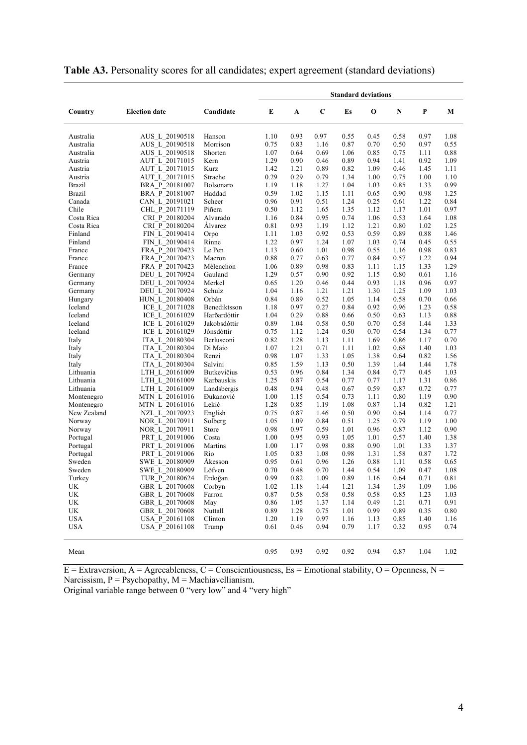**Table A3.** Personality scores for all candidates; expert agreement (standard deviations)

| Country | Election date | Candidate | E | A | C | Es | O | N | P | M |
|---|---|---|---|---|---|---|---|---|---|---|
| | | | **Standard deviations** | | | | | | | |
| Australia | AUS_L_20190518 | Hanson | 1.10 | 0.93 | 0.97 | 0.55 | 0.45 | 0.58 | 0.97 | 1.08 |
| Australia | AUS_L_20190518 | Morrison | 0.75 | 0.83 | 1.16 | 0.87 | 0.70 | 0.50 | 0.97 | 0.55 |
| Australia | AUS_L_20190518 | Shorten | 1.07 | 0.64 | 0.69 | 1.06 | 0.85 | 0.75 | 1.11 | 0.88 |
| Austria | AUT_L_20171015 | Kern | 1.29 | 0.90 | 0.46 | 0.89 | 0.94 | 1.41 | 0.92 | 1.09 |
| Austria | AUT_L_20171015 | Kurz | 1.42 | 1.21 | 0.89 | 0.82 | 1.09 | 0.46 | 1.45 | 1.11 |
| Austria | AUT_L_20171015 | Strache | 0.29 | 0.29 | 0.79 | 1.34 | 1.00 | 0.75 | 1.00 | 1.10 |
| Brazil | BRA_P_20181007 | Bolsonaro | 1.19 | 1.18 | 1.27 | 1.04 | 1.03 | 0.85 | 1.33 | 0.99 |
| Brazil | BRA_P_20181007 | Haddad | 0.59 | 1.02 | 1.15 | 1.11 | 0.65 | 0.90 | 0.98 | 1.25 |
| Canada | CAN_L_20191021 | Scheer | 0.96 | 0.91 | 0.51 | 1.24 | 0.25 | 0.61 | 1.22 | 0.84 |
| Chile | CHL_P_20171119 | Piñera | 0.50 | 1.12 | 1.65 | 1.35 | 1.12 | 1.17 | 1.01 | 0.97 |
| Costa Rica | CRI_P_20180204 | Alvarado | 1.16 | 0.84 | 0.95 | 0.74 | 1.06 | 0.53 | 1.64 | 1.08 |
| Costa Rica | CRI_P_20180204 | Álvarez | 0.81 | 0.93 | 1.19 | 1.12 | 1.21 | 0.80 | 1.02 | 1.25 |
| Finland | FIN_L_20190414 | Orpo | 1.11 | 1.03 | 0.92 | 0.53 | 0.59 | 0.89 | 0.88 | 1.46 |
| Finland | FIN_L_20190414 | Rinne | 1.22 | 0.97 | 1.24 | 1.07 | 1.03 | 0.74 | 0.45 | 0.55 |
| France | FRA_P_20170423 | Le Pen | 1.13 | 0.60 | 1.01 | 0.98 | 0.55 | 1.16 | 0.98 | 0.83 |
| France | FRA_P_20170423 | Macron | 0.88 | 0.77 | 0.63 | 0.77 | 0.84 | 0.57 | 1.22 | 0.94 |
| France | FRA_P_20170423 | Mélenchon | 1.06 | 0.89 | 0.98 | 0.83 | 1.11 | 1.15 | 1.33 | 1.29 |
| Germany | DEU_L_20170924 | Gauland | 1.29 | 0.57 | 0.90 | 0.92 | 1.15 | 0.80 | 0.61 | 1.16 |
| Germany | DEU_L_20170924 | Merkel | 0.65 | 1.20 | 0.46 | 0.44 | 0.93 | 1.18 | 0.96 | 0.97 |
| Germany | DEU_L_20170924 | Schulz | 1.04 | 1.16 | 1.21 | 1.21 | 1.30 | 1.25 | 1.09 | 1.03 |
| Hungary | HUN_L_20180408 | Orbán | 0.84 | 0.89 | 0.52 | 1.05 | 1.14 | 0.58 | 0.70 | 0.66 |
| Iceland | ICE_L_20171028 | Benediktsson | 1.18 | 0.97 | 0.27 | 0.84 | 0.92 | 0.96 | 1.23 | 0.58 |
| Iceland | ICE_L_20161029 | Harðardóttir | 1.04 | 0.29 | 0.88 | 0.66 | 0.50 | 0.63 | 1.13 | 0.88 |
| Iceland | ICE_L_20161029 | Jakobsdóttir | 0.89 | 1.04 | 0.58 | 0.50 | 0.70 | 0.58 | 1.44 | 1.33 |
| Iceland | ICE_L_20161029 | Jónsdóttir | 0.75 | 1.12 | 1.24 | 0.50 | 0.70 | 0.54 | 1.34 | 0.77 |
| Italy | ITA_L_20180304 | Berlusconi | 0.82 | 1.28 | 1.13 | 1.11 | 1.69 | 0.86 | 1.17 | 0.70 |
| Italy | ITA_L_20180304 | Di Maio | 1.07 | 1.21 | 0.71 | 1.11 | 1.02 | 0.68 | 1.40 | 1.03 |
| Italy | ITA_L_20180304 | Renzi | 0.98 | 1.07 | 1.33 | 1.05 | 1.38 | 0.64 | 0.82 | 1.56 |
| Italy | ITA_L_20180304 | Salvini | 0.85 | 1.59 | 1.13 | 0.50 | 1.39 | 1.44 | 1.44 | 1.78 |
| Lithuania | LTH_L_20161009 | Butkevičius | 0.53 | 0.96 | 0.84 | 1.34 | 0.84 | 0.77 | 0.45 | 1.03 |
| Lithuania | LTH_L_20161009 | Karbauskis | 1.25 | 0.87 | 0.54 | 0.77 | 0.77 | 1.17 | 1.31 | 0.86 |
| Lithuania | LTH_L_20161009 | Landsbergis | 0.48 | 0.94 | 0.48 | 0.67 | 0.59 | 0.87 | 0.72 | 0.77 |
| Montenegro | MTN_L_20161016 | Đukanović | 1.00 | 1.15 | 0.54 | 0.73 | 1.11 | 0.80 | 1.19 | 0.90 |
| Montenegro | MTN_L_20161016 | Lekić | 1.28 | 0.85 | 1.19 | 1.08 | 0.87 | 1.14 | 0.82 | 1.21 |
| New Zealand | NZL_L_20170923 | English | 0.75 | 0.87 | 1.46 | 0.50 | 0.90 | 0.64 | 1.14 | 0.77 |
| Norway | NOR_L_20170911 | Solberg | 1.05 | 1.09 | 0.84 | 0.51 | 1.25 | 0.79 | 1.19 | 1.00 |
| Norway | NOR_L_20170911 | Støre | 0.98 | 0.97 | 0.59 | 1.01 | 0.96 | 0.87 | 1.12 | 0.90 |
| Portugal | PRT_L_20191006 | Costa | 1.00 | 0.95 | 0.93 | 1.05 | 1.01 | 0.57 | 1.40 | 1.38 |
| Portugal | PRT_L_20191006 | Martins | 1.00 | 1.17 | 0.98 | 0.88 | 0.90 | 1.01 | 1.33 | 1.37 |
| Portugal | PRT_L_20191006 | Rio | 1.05 | 0.83 | 1.08 | 0.98 | 1.31 | 1.58 | 0.87 | 1.72 |
| Sweden | SWE_L_20180909 | Åkesson | 0.95 | 0.61 | 0.96 | 1.26 | 0.88 | 1.11 | 0.58 | 0.65 |
| Sweden | SWE_L_20180909 | Löfven | 0.70 | 0.48 | 0.70 | 1.44 | 0.54 | 1.09 | 0.47 | 1.08 |
| Turkey | TUR_P_20180624 | Erdoğan | 0.99 | 0.82 | 1.09 | 0.89 | 1.16 | 0.64 | 0.71 | 0.81 |
| UK | GBR_L_20170608 | Corbyn | 1.02 | 1.18 | 1.44 | 1.21 | 1.34 | 1.39 | 1.09 | 1.06 |
| UK | GBR_L_20170608 | Farron | 0.87 | 0.58 | 0.58 | 0.58 | 0.58 | 0.85 | 1.23 | 1.03 |
| UK | GBR_L_20170608 | May | 0.86 | 1.05 | 1.37 | 1.14 | 0.49 | 1.21 | 0.71 | 0.91 |
| UK | GBR_L_20170608 | Nuttall | 0.89 | 1.28 | 0.75 | 1.01 | 0.99 | 0.89 | 0.35 | 0.80 |
| USA | USA_P_20161108 | Clinton | 1.20 | 1.19 | 0.97 | 1.16 | 1.13 | 0.85 | 1.40 | 1.16 |
| USA | USA_P_20161108 | Trump | 0.61 | 0.46 | 0.94 | 0.79 | 1.17 | 0.32 | 0.95 | 0.74 |
| Mean | | | 0.95 | 0.93 | 0.92 | 0.92 | 0.94 | 0.87 | 1.04 | 1.02 |

E = Extraversion, A = Agreeableness, C = Conscientiousness, Es = Emotional stability, O = Openness, N = Narcissism, P = Psychopathy, M = Machiavellianism.
Original variable range between 0 "very low" and 4 "very high"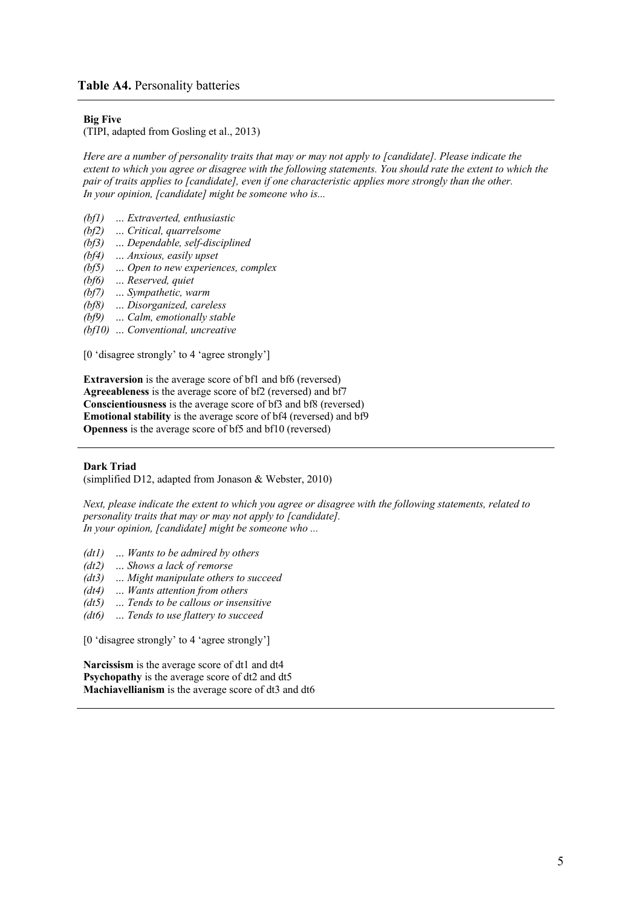**Table A4.** Personality batteries

---

**Big Five**
(TIPI, adapted from Gosling et al., 2013)

*Here are a number of personality traits that may or may not apply to [candidate]. Please indicate the extent to which you agree or disagree with the following statements. You should rate the extent to which the pair of traits applies to [candidate], even if one characteristic applies more strongly than the other. In your opinion, [candidate] might be someone who is...*

*(bf1)* ... *Extraverted, enthusiastic*
*(bf2)* ... *Critical, quarrelsome*
*(bf3)* ... *Dependable, self-disciplined*
*(bf4)* ... *Anxious, easily upset*
*(bf5)* ... *Open to new experiences, complex*
*(bf6)* ... *Reserved, quiet*
*(bf7)* ... *Sympathetic, warm*
*(bf8)* ... *Disorganized, careless*
*(bf9)* ... *Calm, emotionally stable*
*(bf10)* ... *Conventional, uncreative*

[0 'disagree strongly' to 4 'agree strongly']

**Extraversion** is the average score of bf1 and bf6 (reversed)
**Agreeableness** is the average score of bf2 (reversed) and bf7
**Conscientiousness** is the average score of bf3 and bf8 (reversed)
**Emotional stability** is the average score of bf4 (reversed) and bf9
**Openness** is the average score of bf5 and bf10 (reversed)

---

**Dark Triad**
(simplified D12, adapted from Jonason & Webster, 2010)

*Next, please indicate the extent to which you agree or disagree with the following statements, related to personality traits that may or may not apply to [candidate]. In your opinion, [candidate] might be someone who ...*

*(dt1)* ... *Wants to be admired by others*
*(dt2)* ... *Shows a lack of remorse*
*(dt3)* ... *Might manipulate others to succeed*
*(dt4)* ... *Wants attention from others*
*(dt5)* ... *Tends to be callous or insensitive*
*(dt6)* ... *Tends to use flattery to succeed*

[0 'disagree strongly' to 4 'agree strongly']

**Narcissism** is the average score of dt1 and dt4
**Psychopathy** is the average score of dt2 and dt5
**Machiavellianism** is the average score of dt3 and dt6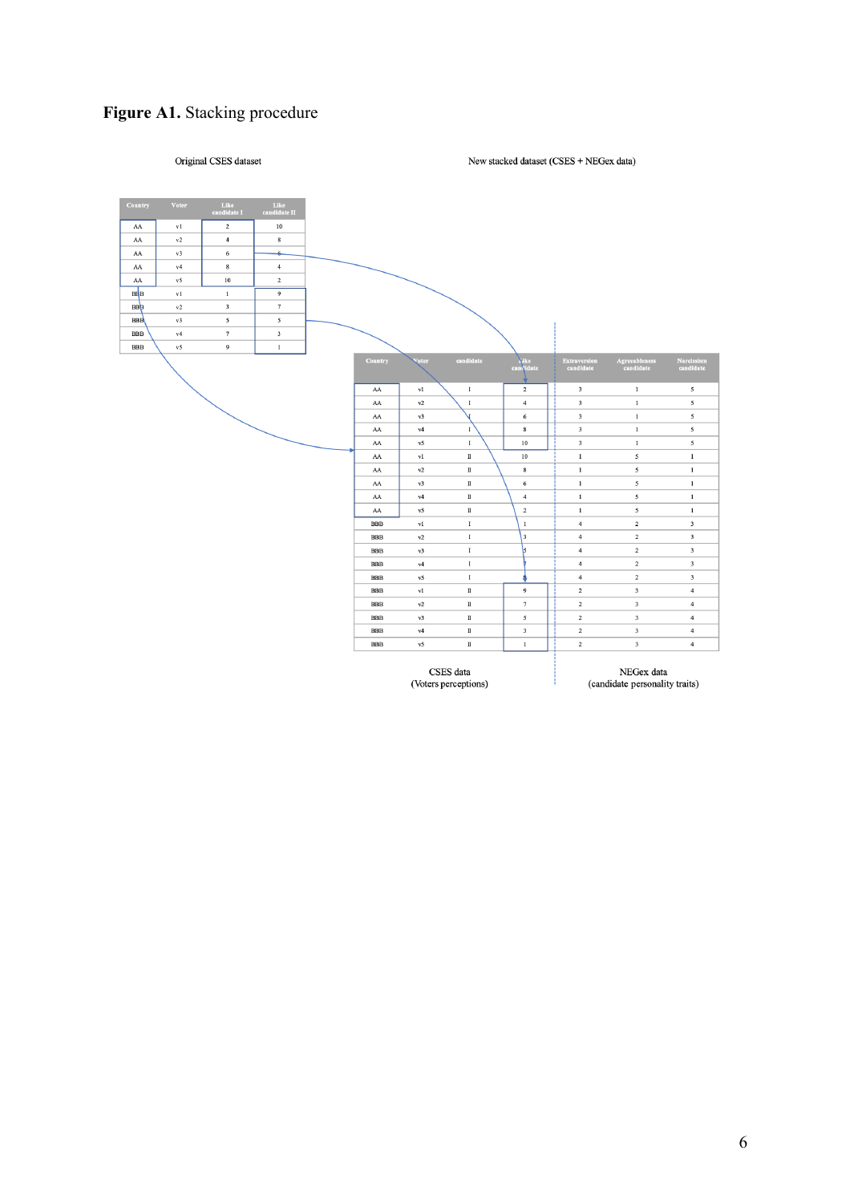**Figure A1.** Stacking procedure

Original CSES dataset

| Country | Voter | Like candidate I | Like candidate II |
|---|---|---|---|
| AA | v1 | 2 | 10 |
| AA | v2 | 4 | 8 |
| AA | v3 | 6 | 6 |
| AA | v4 | 8 | 4 |
| AA | v5 | 10 | 2 |
| BBB | v1 | 1 | 9 |
| BBB | v2 | 3 | 7 |
| BBB | v3 | 5 | 5 |
| BBB | v4 | 7 | 3 |
| BBB | v5 | 9 | 1 |

New stacked dataset (CSES + NEGex data)

| Country | Voter | candidate | Like candidate | Extraversion candidate | Agreeableness candidate | Narcissism candidate |
|---|---|---|---|---|---|---|
| AA | v1 | I | 2 | 3 | 1 | 5 |
| AA | v2 | I | 4 | 3 | 1 | 5 |
| AA | v3 | I | 6 | 3 | 1 | 5 |
| AA | v4 | I | 8 | 3 | 1 | 5 |
| AA | v5 | I | 10 | 3 | 1 | 5 |
| AA | v1 | II | 10 | 1 | 5 | 1 |
| AA | v2 | II | 8 | 1 | 5 | 1 |
| AA | v3 | II | 6 | 1 | 5 | 1 |
| AA | v4 | II | 4 | 1 | 5 | 1 |
| AA | v5 | II | 2 | 1 | 5 | 1 |
| BBB | v1 | I | 1 | 4 | 2 | 3 |
| BBB | v2 | I | 3 | 4 | 2 | 3 |
| BBB | v3 | I | 5 | 4 | 2 | 3 |
| BBB | v4 | I | 7 | 4 | 2 | 3 |
| BBB | v5 | I | 9 | 4 | 2 | 3 |
| BBB | v1 | II | 9 | 2 | 3 | 4 |
| BBB | v2 | II | 7 | 2 | 3 | 4 |
| BBB | v3 | II | 5 | 2 | 3 | 4 |
| BBB | v4 | II | 3 | 2 | 3 | 4 |
| BBB | v5 | II | 1 | 2 | 3 | 4 |

CSES data (Voters perceptions) | NEGex data (candidate personality traits)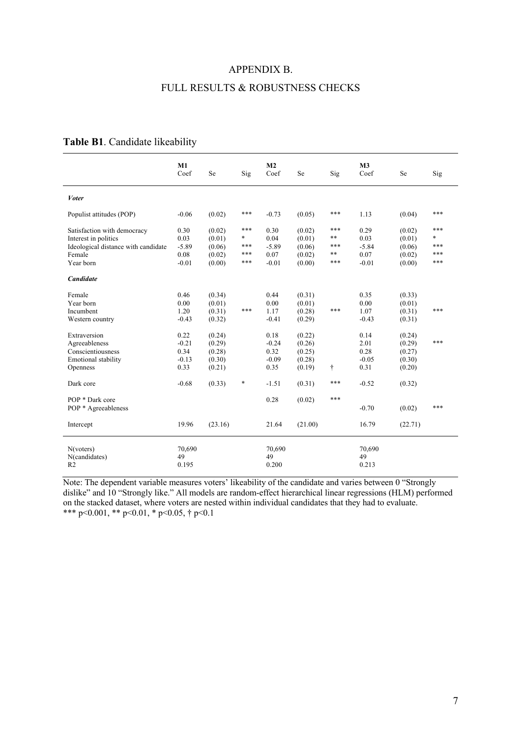# APPENDIX B.

# FULL RESULTS & ROBUSTNESS CHECKS

**Table B1**. Candidate likeability

| | M1 Coef | Se | Sig | M2 Coef | Se | Sig | M3 Coef | Se | Sig |
|---|---|---|---|---|---|---|---|---|---|
| ***Voter*** | | | | | | | | | |
| Populist attitudes (POP) | -0.06 | (0.02) | *** | -0.73 | (0.05) | *** | 1.13 | (0.04) | *** |
| Satisfaction with democracy | 0.30 | (0.02) | *** | 0.30 | (0.02) | *** | 0.29 | (0.02) | *** |
| Interest in politics | 0.03 | (0.01) | * | 0.04 | (0.01) | ** | 0.03 | (0.01) | * |
| Ideological distance with candidate | -5.89 | (0.06) | *** | -5.89 | (0.06) | *** | -5.84 | (0.06) | *** |
| Female | 0.08 | (0.02) | *** | 0.07 | (0.02) | ** | 0.07 | (0.02) | *** |
| Year born | -0.01 | (0.00) | *** | -0.01 | (0.00) | *** | -0.01 | (0.00) | *** |
| ***Candidate*** | | | | | | | | | |
| Female | 0.46 | (0.34) | | 0.44 | (0.31) | | 0.35 | (0.33) | |
| Year born | 0.00 | (0.01) | | 0.00 | (0.01) | | 0.00 | (0.01) | |
| Incumbent | 1.20 | (0.31) | *** | 1.17 | (0.28) | *** | 1.07 | (0.31) | *** |
| Western country | -0.43 | (0.32) | | -0.41 | (0.29) | | -0.43 | (0.31) | |
| Extraversion | 0.22 | (0.24) | | 0.18 | (0.22) | | 0.14 | (0.24) | |
| Agreeableness | -0.21 | (0.29) | | -0.24 | (0.26) | | 2.01 | (0.29) | *** |
| Conscientiousness | 0.34 | (0.28) | | 0.32 | (0.25) | | 0.28 | (0.27) | |
| Emotional stability | -0.13 | (0.30) | | -0.09 | (0.28) | | -0.05 | (0.30) | |
| Openness | 0.33 | (0.21) | | 0.35 | (0.19) | † | 0.31 | (0.20) | |
| Dark core | -0.68 | (0.33) | * | -1.51 | (0.31) | *** | -0.52 | (0.32) | |
| POP * Dark core | | | | 0.28 | (0.02) | *** | | | |
| POP * Agreeableness | | | | | | | -0.70 | (0.02) | *** |
| Intercept | 19.96 | (23.16) | | 21.64 | (21.00) | | 16.79 | (22.71) | |
| N(voters) | 70,690 | | | 70,690 | | | 70,690 | | |
| N(candidates) | 49 | | | 49 | | | 49 | | |
| R2 | 0.195 | | | 0.200 | | | 0.213 | | |

Note: The dependent variable measures voters' likeability of the candidate and varies between 0 "Strongly dislike" and 10 "Strongly like." All models are random-effect hierarchical linear regressions (HLM) performed on the stacked dataset, where voters are nested within individual candidates that they had to evaluate.
*** $p<0.001$, ** $p<0.01$, * $p<0.05$, † $p<0.1$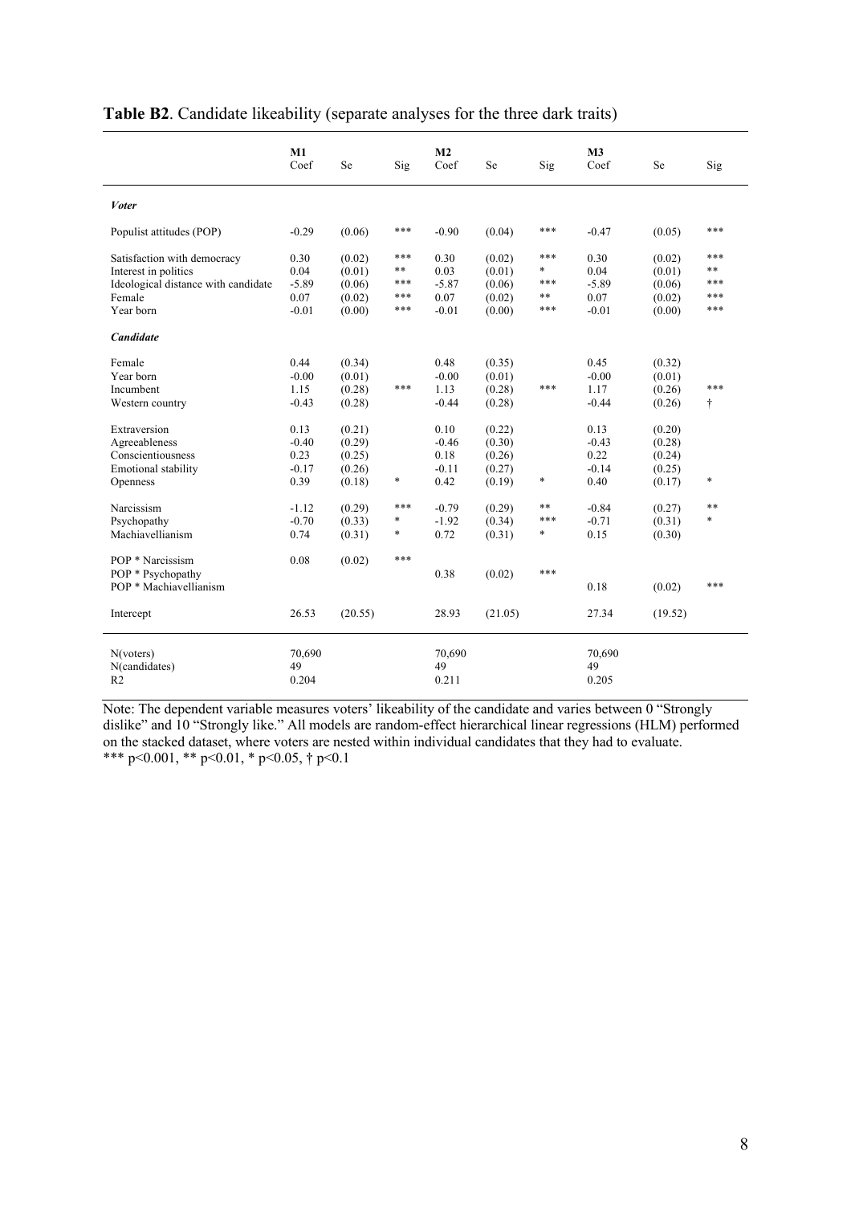**Table B2**. Candidate likeability (separate analyses for the three dark traits)

| | M1 Coef | Se | Sig | M2 Coef | Se | Sig | M3 Coef | Se | Sig |
|---|---|---|---|---|---|---|---|---|---|
| ***Voter*** | | | | | | | | | |
| Populist attitudes (POP) | -0.29 | (0.06) | *** | -0.90 | (0.04) | *** | -0.47 | (0.05) | *** |
| Satisfaction with democracy | 0.30 | (0.02) | *** | 0.30 | (0.02) | *** | 0.30 | (0.02) | *** |
| Interest in politics | 0.04 | (0.01) | ** | 0.03 | (0.01) | * | 0.04 | (0.01) | ** |
| Ideological distance with candidate | -5.89 | (0.06) | *** | -5.87 | (0.06) | *** | -5.89 | (0.06) | *** |
| Female | 0.07 | (0.02) | *** | 0.07 | (0.02) | ** | 0.07 | (0.02) | *** |
| Year born | -0.01 | (0.00) | *** | -0.01 | (0.00) | *** | -0.01 | (0.00) | *** |
| ***Candidate*** | | | | | | | | | |
| Female | 0.44 | (0.34) | | 0.48 | (0.35) | | 0.45 | (0.32) | |
| Year born | -0.00 | (0.01) | | -0.00 | (0.01) | | -0.00 | (0.01) | |
| Incumbent | 1.15 | (0.28) | *** | 1.13 | (0.28) | *** | 1.17 | (0.26) | *** |
| Western country | -0.43 | (0.28) | | -0.44 | (0.28) | | -0.44 | (0.26) | † |
| Extraversion | 0.13 | (0.21) | | 0.10 | (0.22) | | 0.13 | (0.20) | |
| Agreeableness | -0.40 | (0.29) | | -0.46 | (0.30) | | -0.43 | (0.28) | |
| Conscientiousness | 0.23 | (0.25) | | 0.18 | (0.26) | | 0.22 | (0.24) | |
| Emotional stability | -0.17 | (0.26) | | -0.11 | (0.27) | | -0.14 | (0.25) | |
| Openness | 0.39 | (0.18) | * | 0.42 | (0.19) | * | 0.40 | (0.17) | * |
| Narcissism | -1.12 | (0.29) | *** | -0.79 | (0.29) | ** | -0.84 | (0.27) | ** |
| Psychopathy | -0.70 | (0.33) | * | -1.92 | (0.34) | *** | -0.71 | (0.31) | * |
| Machiavellianism | 0.74 | (0.31) | * | 0.72 | (0.31) | * | 0.15 | (0.30) | |
| POP * Narcissism | 0.08 | (0.02) | *** | | | | | | |
| POP * Psychopathy | | | | 0.38 | (0.02) | *** | | | |
| POP * Machiavellianism | | | | | | | 0.18 | (0.02) | *** |
| Intercept | 26.53 | (20.55) | | 28.93 | (21.05) | | 27.34 | (19.52) | |
| N(voters) | 70,690 | | | 70,690 | | | 70,690 | | |
| N(candidates) | 49 | | | 49 | | | 49 | | |
| R2 | 0.204 | | | 0.211 | | | 0.205 | | |

Note: The dependent variable measures voters' likeability of the candidate and varies between 0 "Strongly dislike" and 10 "Strongly like." All models are random-effect hierarchical linear regressions (HLM) performed on the stacked dataset, where voters are nested within individual candidates that they had to evaluate.
*** $p<0.001$, ** $p<0.01$, * $p<0.05$, † $p<0.1$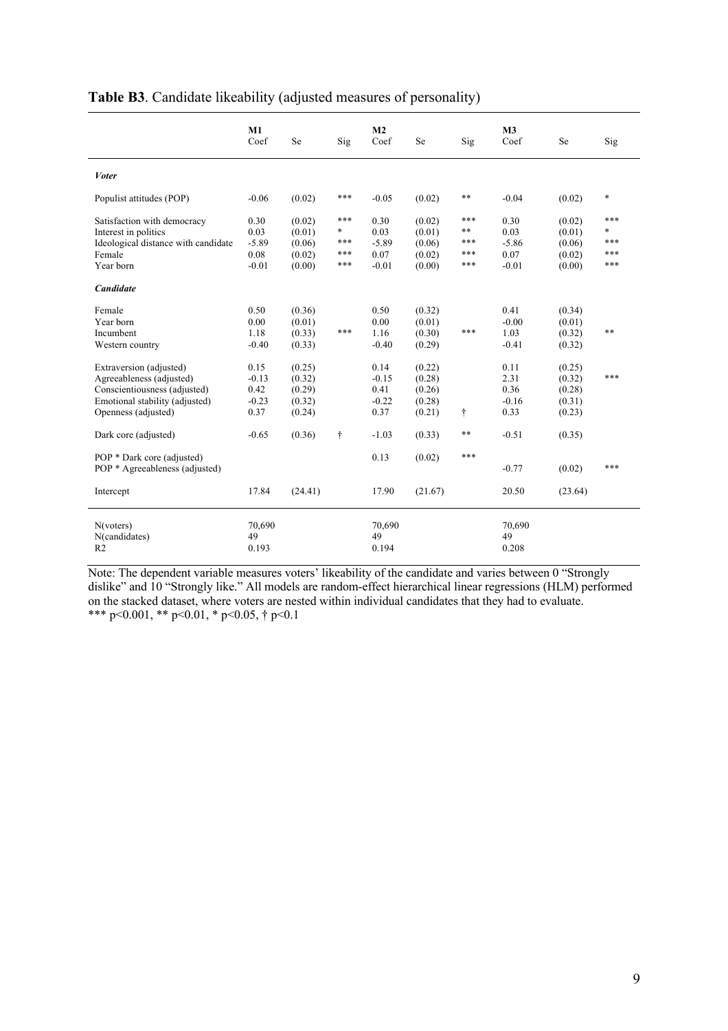**Table B3**. Candidate likeability (adjusted measures of personality)

| | M1<br>Coef | Se | Sig | M2<br>Coef | Se | Sig | M3<br>Coef | Se | Sig |
|---|---|---|---|---|---|---|---|---|---|
| ***Voter*** | | | | | | | | | |
| Populist attitudes (POP) | -0.06 | (0.02) | *** | -0.05 | (0.02) | ** | -0.04 | (0.02) | * |
| Satisfaction with democracy | 0.30 | (0.02) | *** | 0.30 | (0.02) | *** | 0.30 | (0.02) | *** |
| Interest in politics | 0.03 | (0.01) | * | 0.03 | (0.01) | ** | 0.03 | (0.01) | * |
| Ideological distance with candidate | -5.89 | (0.06) | *** | -5.89 | (0.06) | *** | -5.86 | (0.06) | *** |
| Female | 0.08 | (0.02) | *** | 0.07 | (0.02) | *** | 0.07 | (0.02) | *** |
| Year born | -0.01 | (0.00) | *** | -0.01 | (0.00) | *** | -0.01 | (0.00) | *** |
| ***Candidate*** | | | | | | | | | |
| Female | 0.50 | (0.36) | | 0.50 | (0.32) | | 0.41 | (0.34) | |
| Year born | 0.00 | (0.01) | | 0.00 | (0.01) | | -0.00 | (0.01) | |
| Incumbent | 1.18 | (0.33) | *** | 1.16 | (0.30) | *** | 1.03 | (0.32) | ** |
| Western country | -0.40 | (0.33) | | -0.40 | (0.29) | | -0.41 | (0.32) | |
| Extraversion (adjusted) | 0.15 | (0.25) | | 0.14 | (0.22) | | 0.11 | (0.25) | |
| Agreeableness (adjusted) | -0.13 | (0.32) | | -0.15 | (0.28) | | 2.31 | (0.32) | *** |
| Conscientiousness (adjusted) | 0.42 | (0.29) | | 0.41 | (0.26) | | 0.36 | (0.28) | |
| Emotional stability (adjusted) | -0.23 | (0.32) | | -0.22 | (0.28) | | -0.16 | (0.31) | |
| Openness (adjusted) | 0.37 | (0.24) | | 0.37 | (0.21) | † | 0.33 | (0.23) | |
| Dark core (adjusted) | -0.65 | (0.36) | † | -1.03 | (0.33) | ** | -0.51 | (0.35) | |
| POP * Dark core (adjusted) | | | | 0.13 | (0.02) | *** | | | |
| POP * Agreeableness (adjusted) | | | | | | | -0.77 | (0.02) | *** |
| Intercept | 17.84 | (24.41) | | 17.90 | (21.67) | | 20.50 | (23.64) | |
| N(voters) | 70,690 | | | 70,690 | | | 70,690 | | |
| N(candidates) | 49 | | | 49 | | | 49 | | |
| R2 | 0.193 | | | 0.194 | | | 0.208 | | |

Note: The dependent variable measures voters' likeability of the candidate and varies between 0 "Strongly dislike" and 10 "Strongly like." All models are random-effect hierarchical linear regressions (HLM) performed on the stacked dataset, where voters are nested within individual candidates that they had to evaluate.
*** $p<0.001$, ** $p<0.01$, * $p<0.05$, † $p<0.1$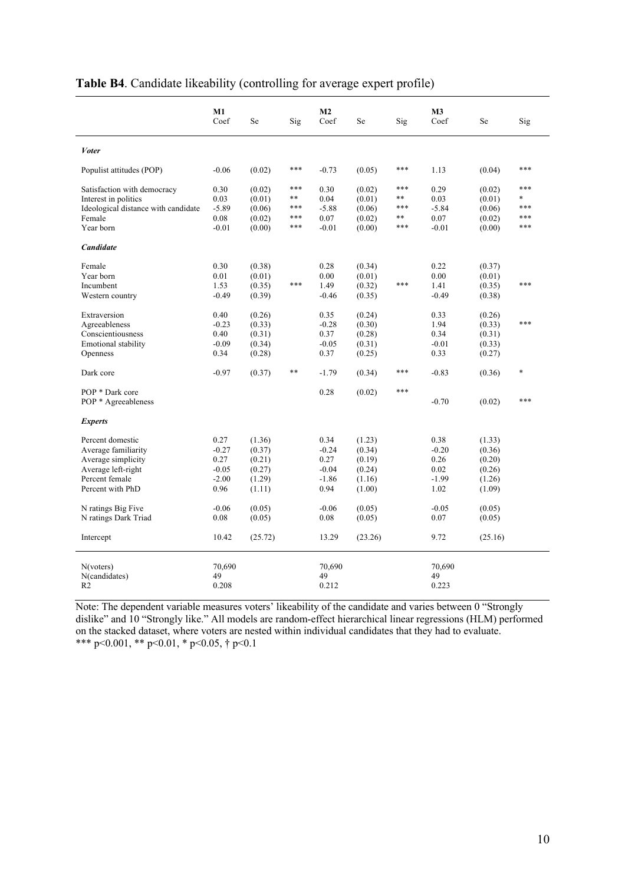**Table B4**. Candidate likeability (controlling for average expert profile)

| | M1 Coef | Se | Sig | M2 Coef | Se | Sig | M3 Coef | Se | Sig |
|---|---|---|---|---|---|---|---|---|---|
| ***Voter*** | | | | | | | | | |
| Populist attitudes (POP) | -0.06 | (0.02) | *** | -0.73 | (0.05) | *** | 1.13 | (0.04) | *** |
| Satisfaction with democracy | 0.30 | (0.02) | *** | 0.30 | (0.02) | *** | 0.29 | (0.02) | *** |
| Interest in politics | 0.03 | (0.01) | ** | 0.04 | (0.01) | ** | 0.03 | (0.01) | * |
| Ideological distance with candidate | -5.89 | (0.06) | *** | -5.88 | (0.06) | *** | -5.84 | (0.06) | *** |
| Female | 0.08 | (0.02) | *** | 0.07 | (0.02) | ** | 0.07 | (0.02) | *** |
| Year born | -0.01 | (0.00) | *** | -0.01 | (0.00) | *** | -0.01 | (0.00) | *** |
| ***Candidate*** | | | | | | | | | |
| Female | 0.30 | (0.38) | | 0.28 | (0.34) | | 0.22 | (0.37) | |
| Year born | 0.01 | (0.01) | | 0.00 | (0.01) | | 0.00 | (0.01) | |
| Incumbent | 1.53 | (0.35) | *** | 1.49 | (0.32) | *** | 1.41 | (0.35) | *** |
| Western country | -0.49 | (0.39) | | -0.46 | (0.35) | | -0.49 | (0.38) | |
| Extraversion | 0.40 | (0.26) | | 0.35 | (0.24) | | 0.33 | (0.26) | |
| Agreeableness | -0.23 | (0.33) | | -0.28 | (0.30) | | 1.94 | (0.33) | *** |
| Conscientiousness | 0.40 | (0.31) | | 0.37 | (0.28) | | 0.34 | (0.31) | |
| Emotional stability | -0.09 | (0.34) | | -0.05 | (0.31) | | -0.01 | (0.33) | |
| Openness | 0.34 | (0.28) | | 0.37 | (0.25) | | 0.33 | (0.27) | |
| Dark core | -0.97 | (0.37) | ** | -1.79 | (0.34) | *** | -0.83 | (0.36) | * |
| POP * Dark core | | | | 0.28 | (0.02) | *** | | | |
| POP * Agreeableness | | | | | | | -0.70 | (0.02) | *** |
| ***Experts*** | | | | | | | | | |
| Percent domestic | 0.27 | (1.36) | | 0.34 | (1.23) | | 0.38 | (1.33) | |
| Average familiarity | -0.27 | (0.37) | | -0.24 | (0.34) | | -0.20 | (0.36) | |
| Average simplicity | 0.27 | (0.21) | | 0.27 | (0.19) | | 0.26 | (0.20) | |
| Average left-right | -0.05 | (0.27) | | -0.04 | (0.24) | | 0.02 | (0.26) | |
| Percent female | -2.00 | (1.29) | | -1.86 | (1.16) | | -1.99 | (1.26) | |
| Percent with PhD | 0.96 | (1.11) | | 0.94 | (1.00) | | 1.02 | (1.09) | |
| N ratings Big Five | -0.06 | (0.05) | | -0.06 | (0.05) | | -0.05 | (0.05) | |
| N ratings Dark Triad | 0.08 | (0.05) | | 0.08 | (0.05) | | 0.07 | (0.05) | |
| Intercept | 10.42 | (25.72) | | 13.29 | (23.26) | | 9.72 | (25.16) | |
| N(voters) | 70,690 | | | 70,690 | | | 70,690 | | |
| N(candidates) | 49 | | | 49 | | | 49 | | |
| R2 | 0.208 | | | 0.212 | | | 0.223 | | |

Note: The dependent variable measures voters' likeability of the candidate and varies between 0 "Strongly dislike" and 10 "Strongly like." All models are random-effect hierarchical linear regressions (HLM) performed on the stacked dataset, where voters are nested within individual candidates that they had to evaluate.
*** $p<0.001$, ** $p<0.01$, * $p<0.05$, † $p<0.1$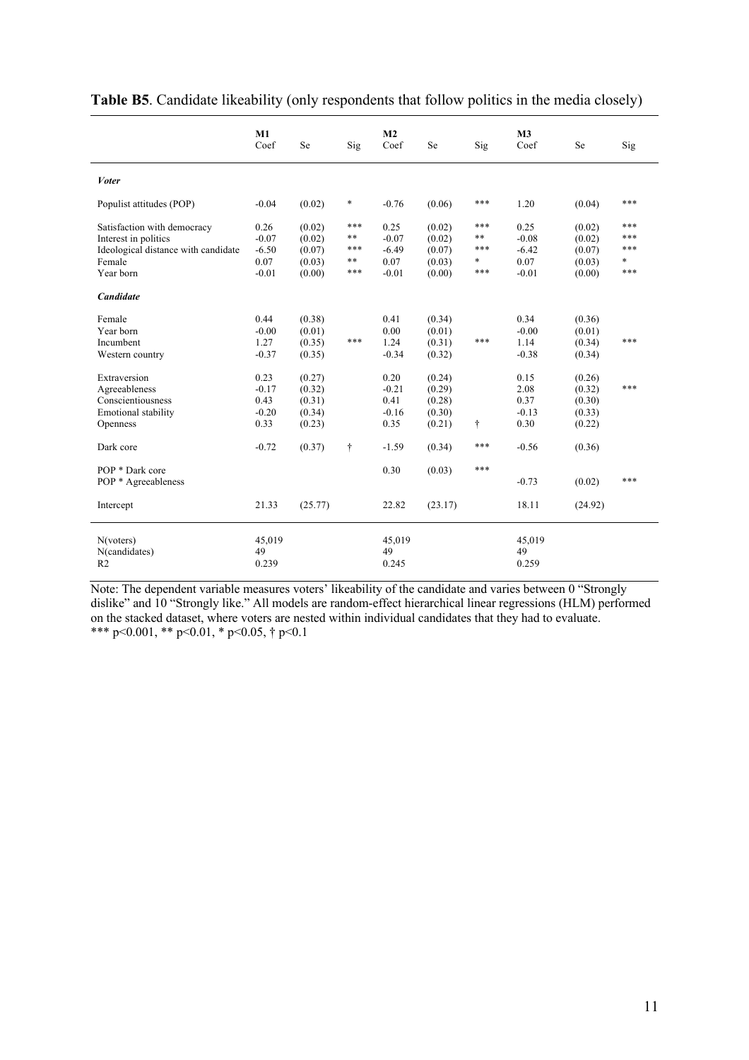**Table B5**. Candidate likeability (only respondents that follow politics in the media closely)

| | M1 Coef | Se | Sig | M2 Coef | Se | Sig | M3 Coef | Se | Sig |
|---|---|---|---|---|---|---|---|---|---|
| ***Voter*** | | | | | | | | | |
| Populist attitudes (POP) | -0.04 | (0.02) | * | -0.76 | (0.06) | *** | 1.20 | (0.04) | *** |
| Satisfaction with democracy | 0.26 | (0.02) | *** | 0.25 | (0.02) | *** | 0.25 | (0.02) | *** |
| Interest in politics | -0.07 | (0.02) | ** | -0.07 | (0.02) | ** | -0.08 | (0.02) | *** |
| Ideological distance with candidate | -6.50 | (0.07) | *** | -6.49 | (0.07) | *** | -6.42 | (0.07) | *** |
| Female | 0.07 | (0.03) | ** | 0.07 | (0.03) | * | 0.07 | (0.03) | * |
| Year born | -0.01 | (0.00) | *** | -0.01 | (0.00) | *** | -0.01 | (0.00) | *** |
| ***Candidate*** | | | | | | | | | |
| Female | 0.44 | (0.38) | | 0.41 | (0.34) | | 0.34 | (0.36) | |
| Year born | -0.00 | (0.01) | | 0.00 | (0.01) | | -0.00 | (0.01) | |
| Incumbent | 1.27 | (0.35) | *** | 1.24 | (0.31) | *** | 1.14 | (0.34) | *** |
| Western country | -0.37 | (0.35) | | -0.34 | (0.32) | | -0.38 | (0.34) | |
| Extraversion | 0.23 | (0.27) | | 0.20 | (0.24) | | 0.15 | (0.26) | |
| Agreeableness | -0.17 | (0.32) | | -0.21 | (0.29) | | 2.08 | (0.32) | *** |
| Conscientiousness | 0.43 | (0.31) | | 0.41 | (0.28) | | 0.37 | (0.30) | |
| Emotional stability | -0.20 | (0.34) | | -0.16 | (0.30) | | -0.13 | (0.33) | |
| Openness | 0.33 | (0.23) | | 0.35 | (0.21) | † | 0.30 | (0.22) | |
| Dark core | -0.72 | (0.37) | † | -1.59 | (0.34) | *** | -0.56 | (0.36) | |
| POP * Dark core | | | | 0.30 | (0.03) | *** | | | |
| POP * Agreeableness | | | | | | | -0.73 | (0.02) | *** |
| Intercept | 21.33 | (25.77) | | 22.82 | (23.17) | | 18.11 | (24.92) | |
| N(voters) | 45,019 | | | 45,019 | | | 45,019 | | |
| N(candidates) | 49 | | | 49 | | | 49 | | |
| $R^2$ | 0.239 | | | 0.245 | | | 0.259 | | |

Note: The dependent variable measures voters' likeability of the candidate and varies between 0 "Strongly dislike" and 10 "Strongly like." All models are random-effect hierarchical linear regressions (HLM) performed on the stacked dataset, where voters are nested within individual candidates that they had to evaluate.
*** $p<0.001$, ** $p<0.01$, * $p<0.05$, † $p<0.1$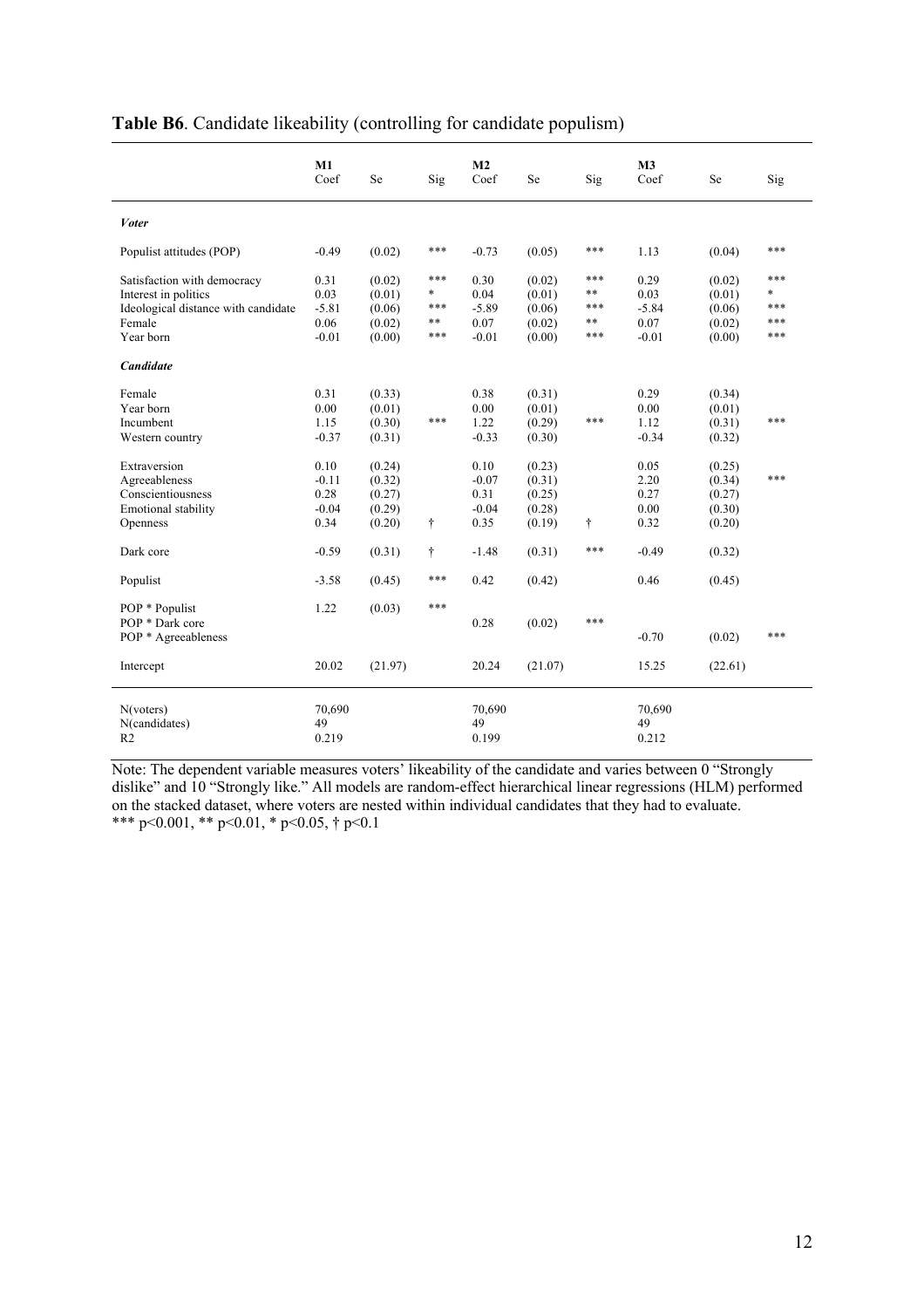**Table B6**. Candidate likeability (controlling for candidate populism)

| | M1 Coef | Se | Sig | M2 Coef | Se | Sig | M3 Coef | Se | Sig |
|---|---|---|---|---|---|---|---|---|---|
| ***Voter*** | | | | | | | | | |
| Populist attitudes (POP) | -0.49 | (0.02) | *** | -0.73 | (0.05) | *** | 1.13 | (0.04) | *** |
| Satisfaction with democracy | 0.31 | (0.02) | *** | 0.30 | (0.02) | *** | 0.29 | (0.02) | *** |
| Interest in politics | 0.03 | (0.01) | * | 0.04 | (0.01) | ** | 0.03 | (0.01) | * |
| Ideological distance with candidate | -5.81 | (0.06) | *** | -5.89 | (0.06) | *** | -5.84 | (0.06) | *** |
| Female | 0.06 | (0.02) | ** | 0.07 | (0.02) | ** | 0.07 | (0.02) | *** |
| Year born | -0.01 | (0.00) | *** | -0.01 | (0.00) | *** | -0.01 | (0.00) | *** |
| ***Candidate*** | | | | | | | | | |
| Female | 0.31 | (0.33) | | 0.38 | (0.31) | | 0.29 | (0.34) | |
| Year born | 0.00 | (0.01) | | 0.00 | (0.01) | | 0.00 | (0.01) | |
| Incumbent | 1.15 | (0.30) | *** | 1.22 | (0.29) | *** | 1.12 | (0.31) | *** |
| Western country | -0.37 | (0.31) | | -0.33 | (0.30) | | -0.34 | (0.32) | |
| Extraversion | 0.10 | (0.24) | | 0.10 | (0.23) | | 0.05 | (0.25) | |
| Agreeableness | -0.11 | (0.32) | | -0.07 | (0.31) | | 2.20 | (0.34) | *** |
| Conscientiousness | 0.28 | (0.27) | | 0.31 | (0.25) | | 0.27 | (0.27) | |
| Emotional stability | -0.04 | (0.29) | | -0.04 | (0.28) | | 0.00 | (0.30) | |
| Openness | 0.34 | (0.20) | † | 0.35 | (0.19) | † | 0.32 | (0.20) | |
| Dark core | -0.59 | (0.31) | † | -1.48 | (0.31) | *** | -0.49 | (0.32) | |
| Populist | -3.58 | (0.45) | *** | 0.42 | (0.42) | | 0.46 | (0.45) | |
| POP * Populist | 1.22 | (0.03) | *** | | | | | | |
| POP * Dark core | | | | 0.28 | (0.02) | *** | | | |
| POP * Agreeableness | | | | | | | -0.70 | (0.02) | *** |
| Intercept | 20.02 | (21.97) | | 20.24 | (21.07) | | 15.25 | (22.61) | |
| N(voters) | 70,690 | | | 70,690 | | | 70,690 | | |
| N(candidates) | 49 | | | 49 | | | 49 | | |
| R2 | 0.219 | | | 0.199 | | | 0.212 | | |

Note: The dependent variable measures voters' likeability of the candidate and varies between 0 "Strongly dislike" and 10 "Strongly like." All models are random-effect hierarchical linear regressions (HLM) performed on the stacked dataset, where voters are nested within individual candidates that they had to evaluate.
*** $p<0.001$, ** $p<0.01$, * $p<0.05$, † $p<0.1$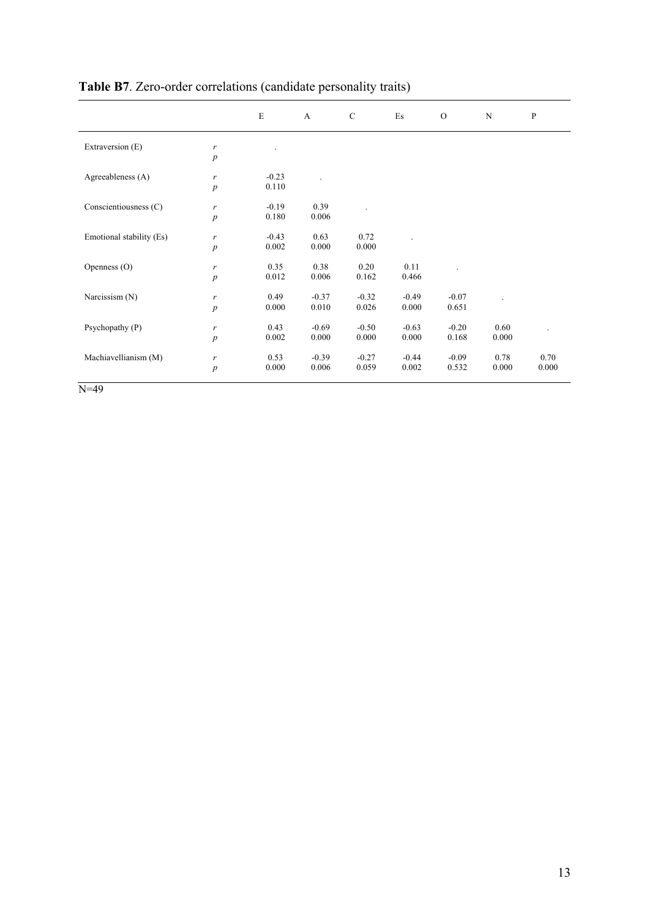**Table B7**. Zero-order correlations (candidate personality traits)

| | | E | A | C | Es | O | N | P |
|---|---|---|---|---|---|---|---|---|
| Extraversion (E) | *r* | . | | | | | | |
| | *p* | | | | | | | |
| Agreeableness (A) | *r* | -0.23 | . | | | | | |
| | *p* | 0.110 | | | | | | |
| Conscientiousness (C) | *r* | -0.19 | 0.39 | . | | | | |
| | *p* | 0.180 | 0.006 | | | | | |
| Emotional stability (Es) | *r* | -0.43 | 0.63 | 0.72 | . | | | |
| | *p* | 0.002 | 0.000 | 0.000 | | | | |
| Openness (O) | *r* | 0.35 | 0.38 | 0.20 | 0.11 | . | | |
| | *p* | 0.012 | 0.006 | 0.162 | 0.466 | | | |
| Narcissism (N) | *r* | 0.49 | -0.37 | -0.32 | -0.49 | -0.07 | . | |
| | *p* | 0.000 | 0.010 | 0.026 | 0.000 | 0.651 | | |
| Psychopathy (P) | *r* | 0.43 | -0.69 | -0.50 | -0.63 | -0.20 | 0.60 | . |
| | *p* | 0.002 | 0.000 | 0.000 | 0.000 | 0.168 | 0.000 | |
| Machiavellianism (M) | *r* | 0.53 | -0.39 | -0.27 | -0.44 | -0.09 | 0.78 | 0.70 |
| | *p* | 0.000 | 0.006 | 0.059 | 0.002 | 0.532 | 0.000 | 0.000 |

N=49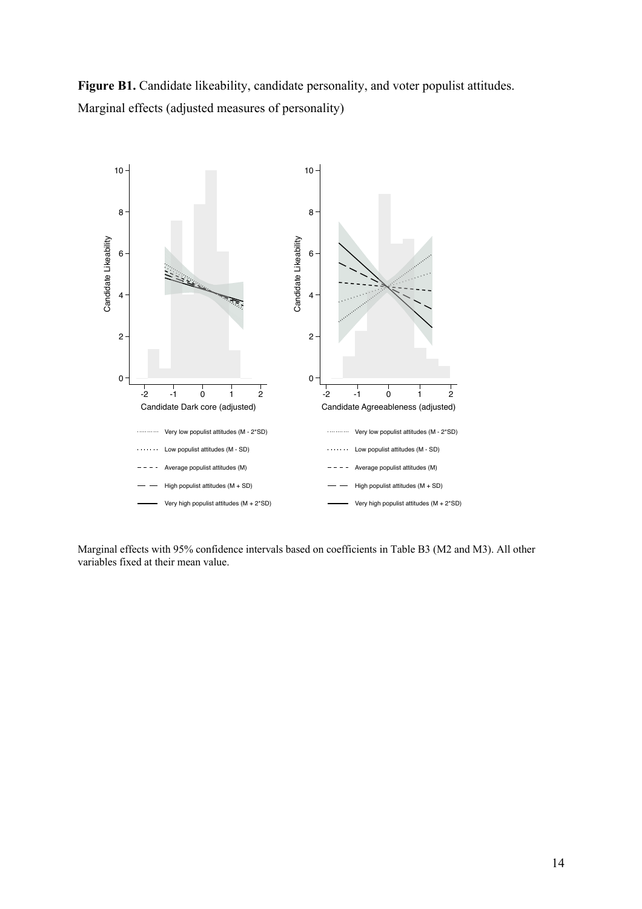**Figure B1.** Candidate likeability, candidate personality, and voter populist attitudes. Marginal effects (adjusted measures of personality)

Marginal effects with 95% confidence intervals based on coefficients in Table B3 (M2 and M3). All other variables fixed at their mean value.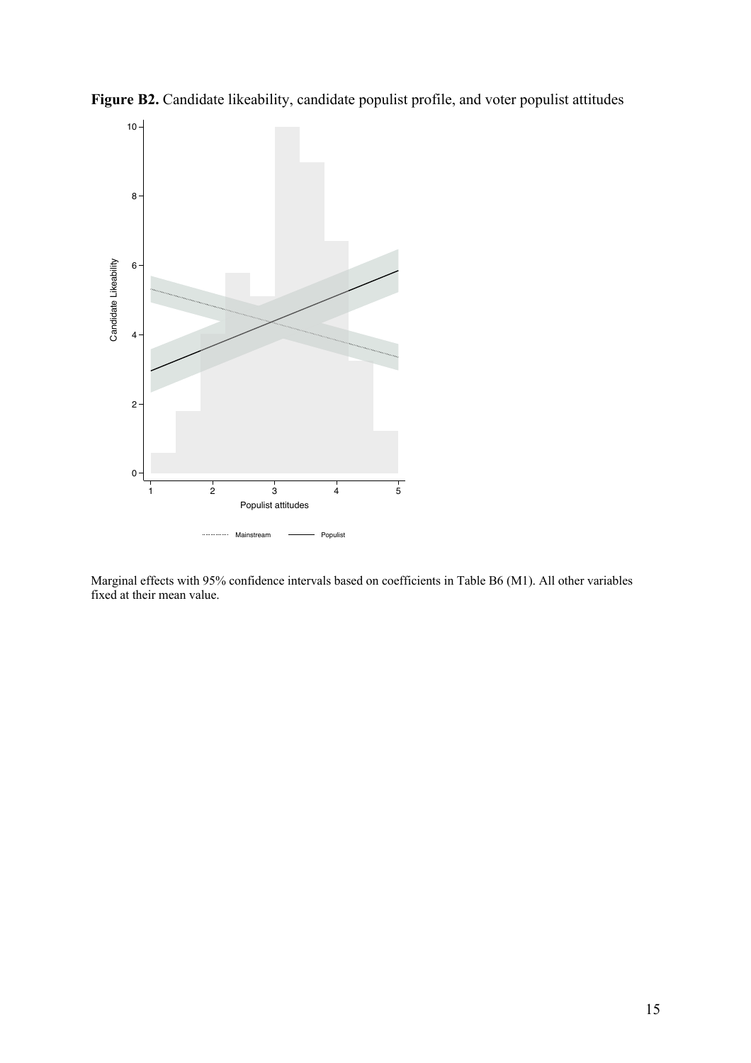**Figure B2.** Candidate likeability, candidate populist profile, and voter populist attitudes

10

8

6

4

2

0

Candidate Likeability

1 2 3 4 5

Populist attitudes

Mainstream Populist

Marginal effects with 95% confidence intervals based on coefficients in Table B6 (M1). All other variables fixed at their mean value.